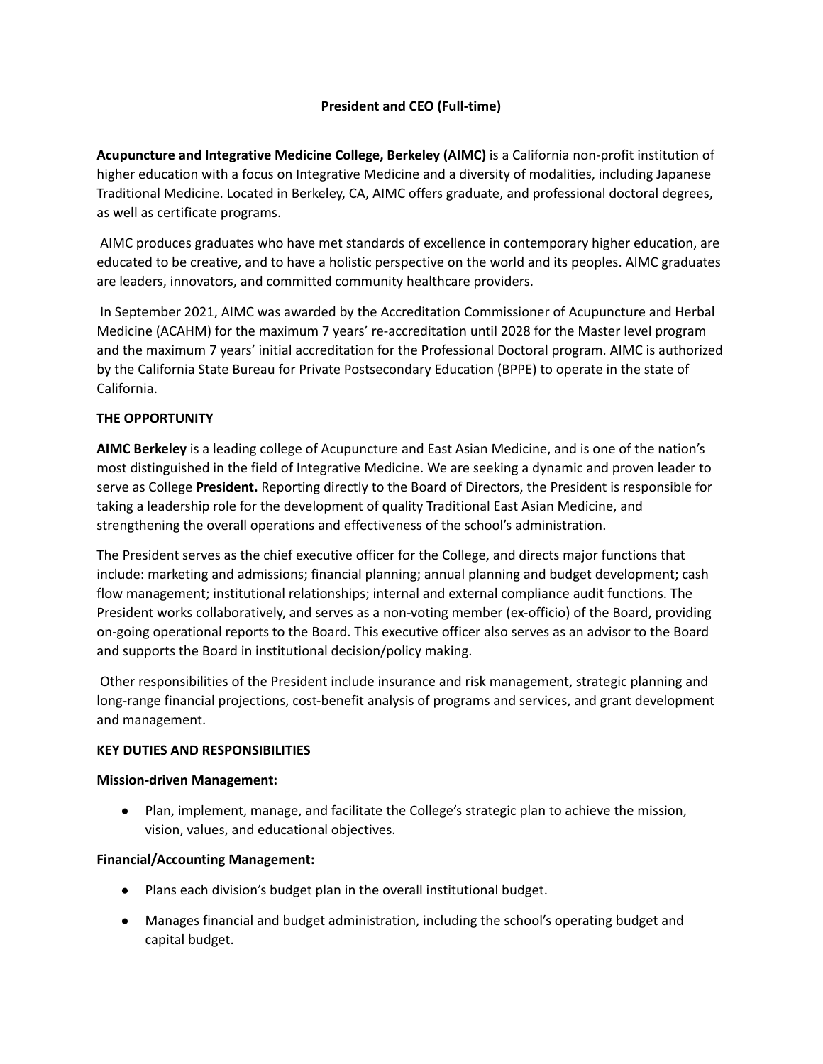# President and CEO (Full-time)

**Acupuncture and Integrative Medicine College, Berkeley (AIMC)** is a California non-profit institution of higher education with a focus on Integrative Medicine and a diversity of modalities, including Japanese Traditional Medicine. Located in Berkeley, CA, AIMC offers graduate, and professional doctoral degrees, as well as certificate programs.

AIMC produces graduates who have met standards of excellence in contemporary higher education, are educated to be creative, and to have a holistic perspective on the world and its peoples. AIMC graduates are leaders, innovators, and committed community healthcare providers.

In September 2021, AIMC was awarded by the Accreditation Commissioner of Acupuncture and Herbal Medicine (ACAHM) for the maximum 7 years' re-accreditation until 2028 for the Master level program and the maximum 7 years' initial accreditation for the Professional Doctoral program. AIMC is authorized by the California State Bureau for Private Postsecondary Education (BPPE) to operate in the state of California.

## THE OPPORTUNITY

**AIMC Berkeley** is a leading college of Acupuncture and East Asian Medicine, and is one of the nation's most distinguished in the field of Integrative Medicine. We are seeking a dynamic and proven leader to serve as College **President.** Reporting directly to the Board of Directors, the President is responsible for taking a leadership role for the development of quality Traditional East Asian Medicine, and strengthening the overall operations and effectiveness of the school's administration.

The President serves as the chief executive officer for the College, and directs major functions that include: marketing and admissions; financial planning; annual planning and budget development; cash flow management; institutional relationships; internal and external compliance audit functions. The President works collaboratively, and serves as a non-voting member (ex-officio) of the Board, providing on-going operational reports to the Board. This executive officer also serves as an advisor to the Board and supports the Board in institutional decision/policy making.

Other responsibilities of the President include insurance and risk management, strategic planning and long-range financial projections, cost-benefit analysis of programs and services, and grant development and management.

## KEY DUTIES AND RESPONSIBILITIES

### Mission-driven Management:

- Plan, implement, manage, and facilitate the College's strategic plan to achieve the mission, vision, values, and educational objectives.

### Financial/Accounting Management:

- Plans each division's budget plan in the overall institutional budget.
- Manages financial and budget administration, including the school's operating budget and capital budget.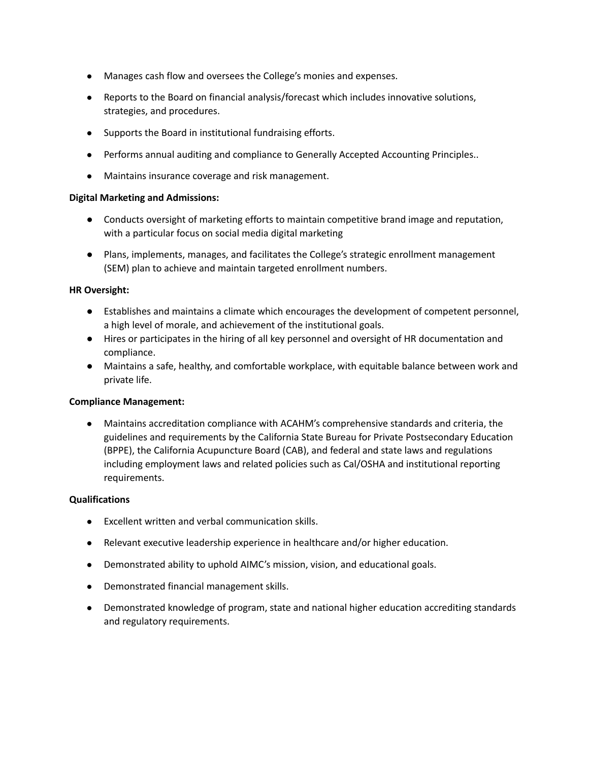- Manages cash flow and oversees the College's monies and expenses.
- Reports to the Board on financial analysis/forecast which includes innovative solutions, strategies, and procedures.
- Supports the Board in institutional fundraising efforts.
- Performs annual auditing and compliance to Generally Accepted Accounting Principles..
- Maintains insurance coverage and risk management.

**Digital Marketing and Admissions:**

- Conducts oversight of marketing efforts to maintain competitive brand image and reputation, with a particular focus on social media digital marketing
- Plans, implements, manages, and facilitates the College's strategic enrollment management (SEM) plan to achieve and maintain targeted enrollment numbers.

**HR Oversight:**

- Establishes and maintains a climate which encourages the development of competent personnel, a high level of morale, and achievement of the institutional goals.
- Hires or participates in the hiring of all key personnel and oversight of HR documentation and compliance.
- Maintains a safe, healthy, and comfortable workplace, with equitable balance between work and private life.

**Compliance Management:**

- Maintains accreditation compliance with ACAHM's comprehensive standards and criteria, the guidelines and requirements by the California State Bureau for Private Postsecondary Education (BPPE), the California Acupuncture Board (CAB), and federal and state laws and regulations including employment laws and related policies such as Cal/OSHA and institutional reporting requirements.

**Qualifications**

- Excellent written and verbal communication skills.
- Relevant executive leadership experience in healthcare and/or higher education.
- Demonstrated ability to uphold AIMC's mission, vision, and educational goals.
- Demonstrated financial management skills.
- Demonstrated knowledge of program, state and national higher education accrediting standards and regulatory requirements.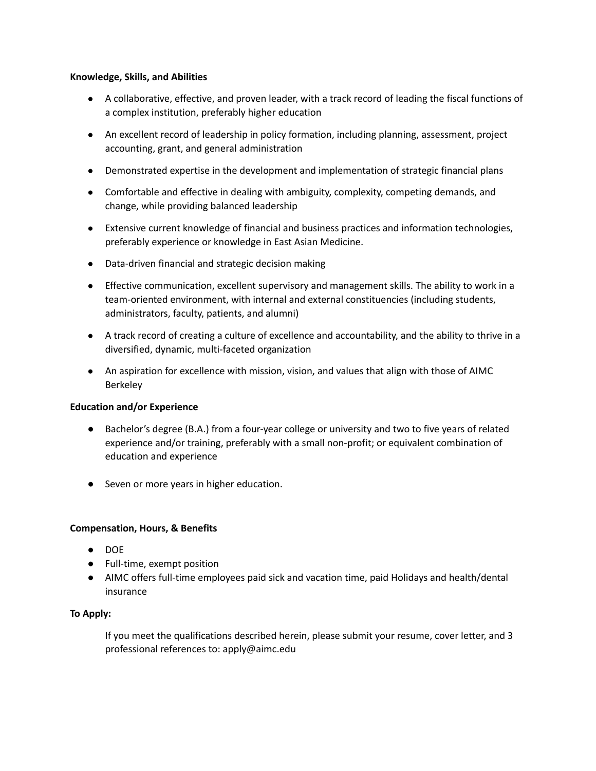**Knowledge, Skills, and Abilities**

- A collaborative, effective, and proven leader, with a track record of leading the fiscal functions of a complex institution, preferably higher education
- An excellent record of leadership in policy formation, including planning, assessment, project accounting, grant, and general administration
- Demonstrated expertise in the development and implementation of strategic financial plans
- Comfortable and effective in dealing with ambiguity, complexity, competing demands, and change, while providing balanced leadership
- Extensive current knowledge of financial and business practices and information technologies, preferably experience or knowledge in East Asian Medicine.
- Data-driven financial and strategic decision making
- Effective communication, excellent supervisory and management skills. The ability to work in a team-oriented environment, with internal and external constituencies (including students, administrators, faculty, patients, and alumni)
- A track record of creating a culture of excellence and accountability, and the ability to thrive in a diversified, dynamic, multi-faceted organization
- An aspiration for excellence with mission, vision, and values that align with those of AIMC Berkeley

**Education and/or Experience**

- Bachelor's degree (B.A.) from a four-year college or university and two to five years of related experience and/or training, preferably with a small non-profit; or equivalent combination of education and experience
- Seven or more years in higher education.

**Compensation, Hours, & Benefits**

- DOE
- Full-time, exempt position
- AIMC offers full-time employees paid sick and vacation time, paid Holidays and health/dental insurance

**To Apply:**

If you meet the qualifications described herein, please submit your resume, cover letter, and 3 professional references to: apply@aimc.edu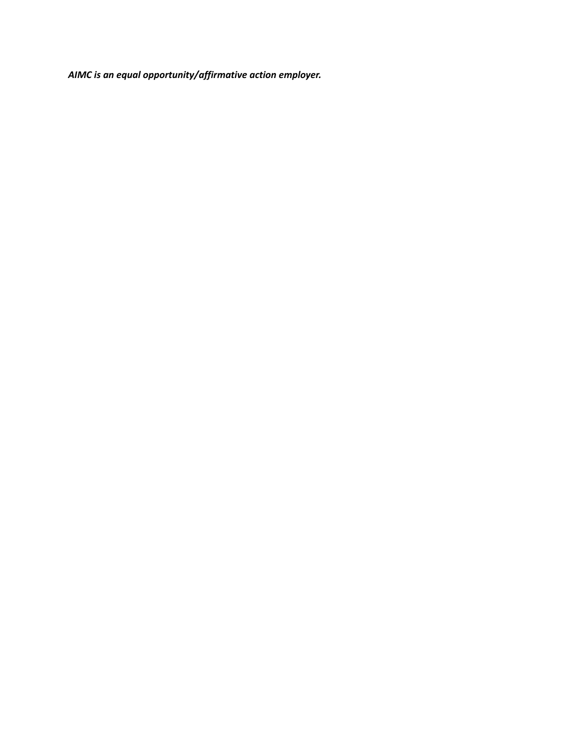***AIMC is an equal opportunity/affirmative action employer.***